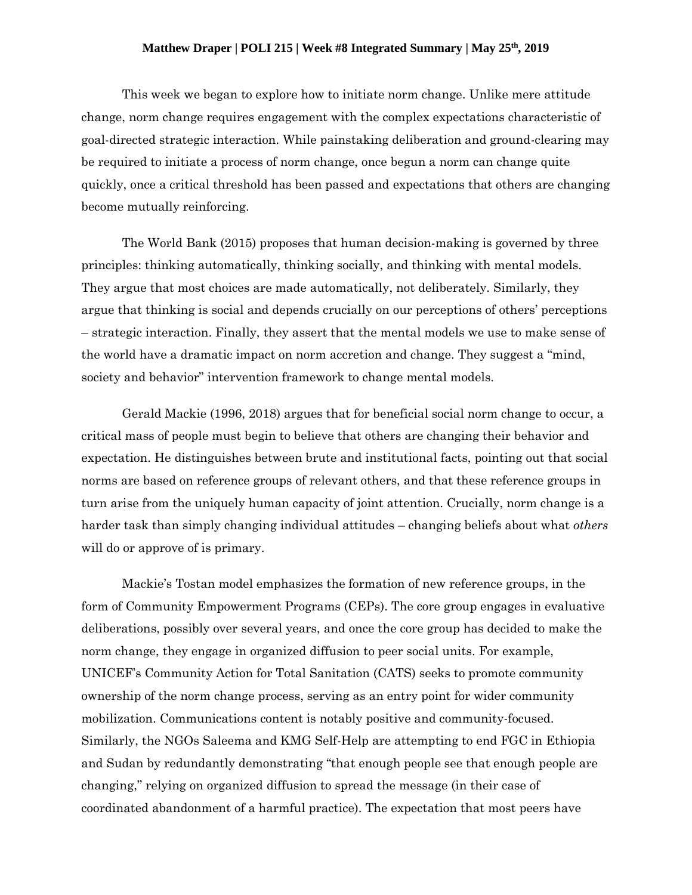**Matthew Draper | POLI 215 | Week #8 Integrated Summary | May 25th, 2019**

This week we began to explore how to initiate norm change. Unlike mere attitude change, norm change requires engagement with the complex expectations characteristic of goal-directed strategic interaction. While painstaking deliberation and ground-clearing may be required to initiate a process of norm change, once begun a norm can change quite quickly, once a critical threshold has been passed and expectations that others are changing become mutually reinforcing.

The World Bank (2015) proposes that human decision-making is governed by three principles: thinking automatically, thinking socially, and thinking with mental models. They argue that most choices are made automatically, not deliberately. Similarly, they argue that thinking is social and depends crucially on our perceptions of others' perceptions – strategic interaction. Finally, they assert that the mental models we use to make sense of the world have a dramatic impact on norm accretion and change. They suggest a "mind, society and behavior" intervention framework to change mental models.

Gerald Mackie (1996, 2018) argues that for beneficial social norm change to occur, a critical mass of people must begin to believe that others are changing their behavior and expectation. He distinguishes between brute and institutional facts, pointing out that social norms are based on reference groups of relevant others, and that these reference groups in turn arise from the uniquely human capacity of joint attention. Crucially, norm change is a harder task than simply changing individual attitudes – changing beliefs about what *others* will do or approve of is primary.

Mackie's Tostan model emphasizes the formation of new reference groups, in the form of Community Empowerment Programs (CEPs). The core group engages in evaluative deliberations, possibly over several years, and once the core group has decided to make the norm change, they engage in organized diffusion to peer social units. For example, UNICEF's Community Action for Total Sanitation (CATS) seeks to promote community ownership of the norm change process, serving as an entry point for wider community mobilization. Communications content is notably positive and community-focused. Similarly, the NGOs Saleema and KMG Self-Help are attempting to end FGC in Ethiopia and Sudan by redundantly demonstrating "that enough people see that enough people are changing," relying on organized diffusion to spread the message (in their case of coordinated abandonment of a harmful practice). The expectation that most peers have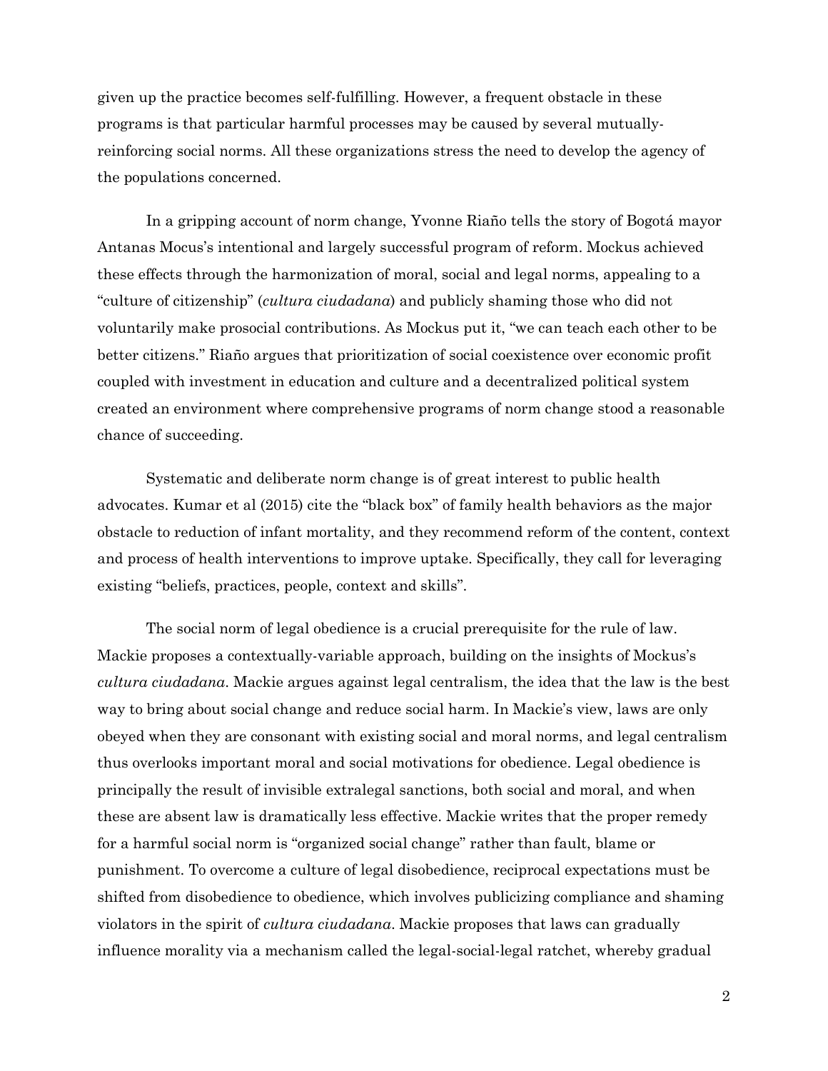given up the practice becomes self-fulfilling. However, a frequent obstacle in these programs is that particular harmful processes may be caused by several mutually-reinforcing social norms. All these organizations stress the need to develop the agency of the populations concerned.

In a gripping account of norm change, Yvonne Riaño tells the story of Bogotá mayor Antanas Mocus's intentional and largely successful program of reform. Mockus achieved these effects through the harmonization of moral, social and legal norms, appealing to a "culture of citizenship" (*cultura ciudadana*) and publicly shaming those who did not voluntarily make prosocial contributions. As Mockus put it, "we can teach each other to be better citizens." Riaño argues that prioritization of social coexistence over economic profit coupled with investment in education and culture and a decentralized political system created an environment where comprehensive programs of norm change stood a reasonable chance of succeeding.

Systematic and deliberate norm change is of great interest to public health advocates. Kumar et al (2015) cite the "black box" of family health behaviors as the major obstacle to reduction of infant mortality, and they recommend reform of the content, context and process of health interventions to improve uptake. Specifically, they call for leveraging existing "beliefs, practices, people, context and skills".

The social norm of legal obedience is a crucial prerequisite for the rule of law. Mackie proposes a contextually-variable approach, building on the insights of Mockus's *cultura ciudadana*. Mackie argues against legal centralism, the idea that the law is the best way to bring about social change and reduce social harm. In Mackie's view, laws are only obeyed when they are consonant with existing social and moral norms, and legal centralism thus overlooks important moral and social motivations for obedience. Legal obedience is principally the result of invisible extralegal sanctions, both social and moral, and when these are absent law is dramatically less effective. Mackie writes that the proper remedy for a harmful social norm is "organized social change" rather than fault, blame or punishment. To overcome a culture of legal disobedience, reciprocal expectations must be shifted from disobedience to obedience, which involves publicizing compliance and shaming violators in the spirit of *cultura ciudadana*. Mackie proposes that laws can gradually influence morality via a mechanism called the legal-social-legal ratchet, whereby gradual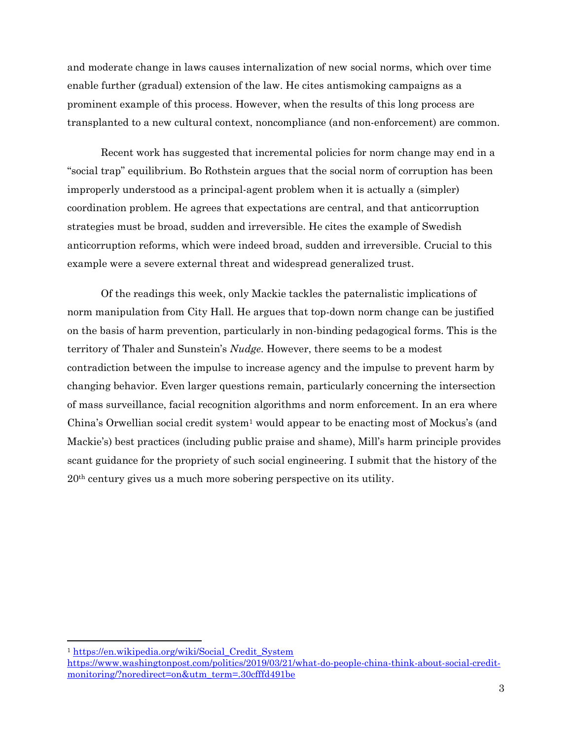and moderate change in laws causes internalization of new social norms, which over time enable further (gradual) extension of the law. He cites antismoking campaigns as a prominent example of this process. However, when the results of this long process are transplanted to a new cultural context, noncompliance (and non-enforcement) are common.

Recent work has suggested that incremental policies for norm change may end in a "social trap" equilibrium. Bo Rothstein argues that the social norm of corruption has been improperly understood as a principal-agent problem when it is actually a (simpler) coordination problem. He agrees that expectations are central, and that anticorruption strategies must be broad, sudden and irreversible. He cites the example of Swedish anticorruption reforms, which were indeed broad, sudden and irreversible. Crucial to this example were a severe external threat and widespread generalized trust.

Of the readings this week, only Mackie tackles the paternalistic implications of norm manipulation from City Hall. He argues that top-down norm change can be justified on the basis of harm prevention, particularly in non-binding pedagogical forms. This is the territory of Thaler and Sunstein's *Nudge*. However, there seems to be a modest contradiction between the impulse to increase agency and the impulse to prevent harm by changing behavior. Even larger questions remain, particularly concerning the intersection of mass surveillance, facial recognition algorithms and norm enforcement. In an era where China's Orwellian social credit system[1] would appear to be enacting most of Mockus's (and Mackie's) best practices (including public praise and shame), Mill's harm principle provides scant guidance for the propriety of such social engineering. I submit that the history of the 20th century gives us a much more sobering perspective on its utility.

---

[1] https://en.wikipedia.org/wiki/Social_Credit_System
https://www.washingtonpost.com/politics/2019/03/21/what-do-people-china-think-about-social-credit-monitoring/?noredirect=on&utm_term=.30cfffd491be